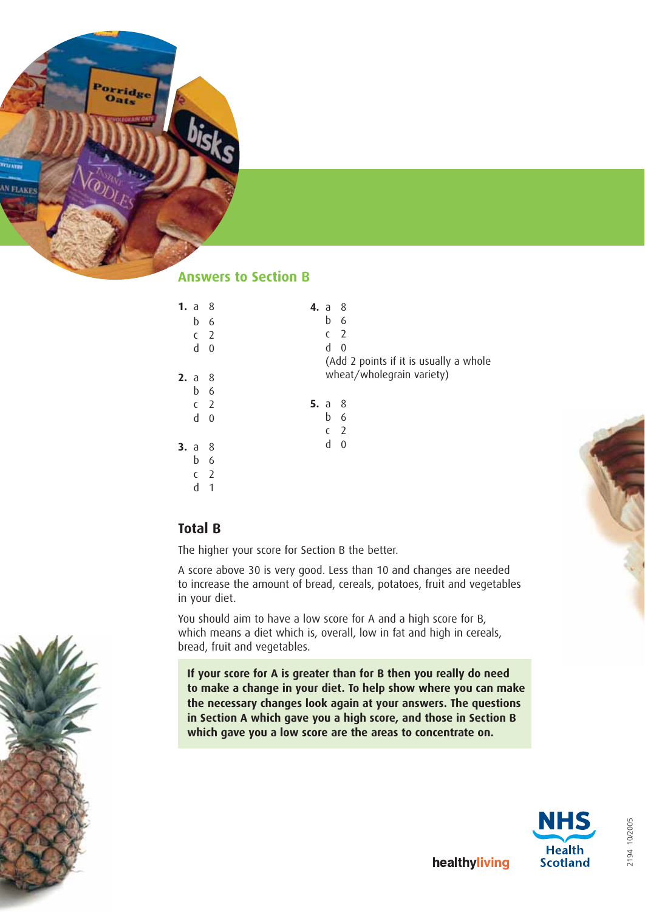## Answers to Section B

**1.** a 8
b 6
c 2
d 0

**2.** a 8
b 6
c 2
d 0

**3.** a 8
b 6
c 2
d 1

**4.** a 8
b 6
c 2
d 0
(Add 2 points if it is usually a whole wheat/wholegrain variety)

**5.** a 8
b 6
c 2
d 0

### Total B

The higher your score for Section B the better.

A score above 30 is very good. Less than 10 and changes are needed to increase the amount of bread, cereals, potatoes, fruit and vegetables in your diet.

You should aim to have a low score for A and a high score for B, which means a diet which is, overall, low in fat and high in cereals, bread, fruit and vegetables.

**If your score for A is greater than for B then you really do need to make a change in your diet. To help show where you can make the necessary changes look again at your answers. The questions in Section A which gave you a high score, and those in Section B which gave you a low score are the areas to concentrate on.**

healthyliving

NHS Health Scotland

2194 10/2005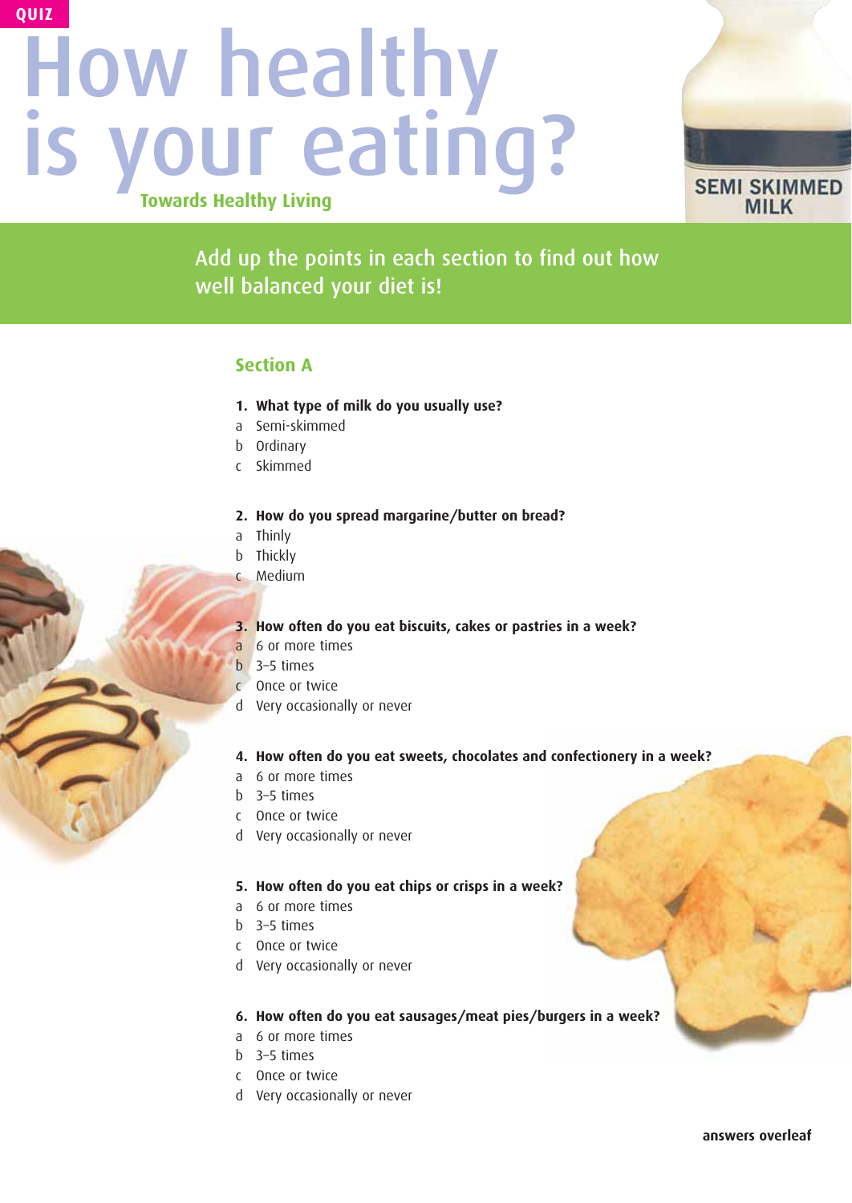QUIZ

# How healthy is your eating?

Towards Healthy Living

SEMI SKIMMED MILK

Add up the points in each section to find out how well balanced your diet is!

## Section A

**1. What type of milk do you usually use?**

a Semi-skimmed
b Ordinary
c Skimmed

**2. How do you spread margarine/butter on bread?**

a Thinly
b Thickly
c Medium

**3. How often do you eat biscuits, cakes or pastries in a week?**

a 6 or more times
b 3–5 times
c Once or twice
d Very occasionally or never

**4. How often do you eat sweets, chocolates and confectionery in a week?**

a 6 or more times
b 3–5 times
c Once or twice
d Very occasionally or never

**5. How often do you eat chips or crisps in a week?**

a 6 or more times
b 3–5 times
c Once or twice
d Very occasionally or never

**6. How often do you eat sausages/meat pies/burgers in a week?**

a 6 or more times
b 3–5 times
c Once or twice
d Very occasionally or never

**answers overleaf**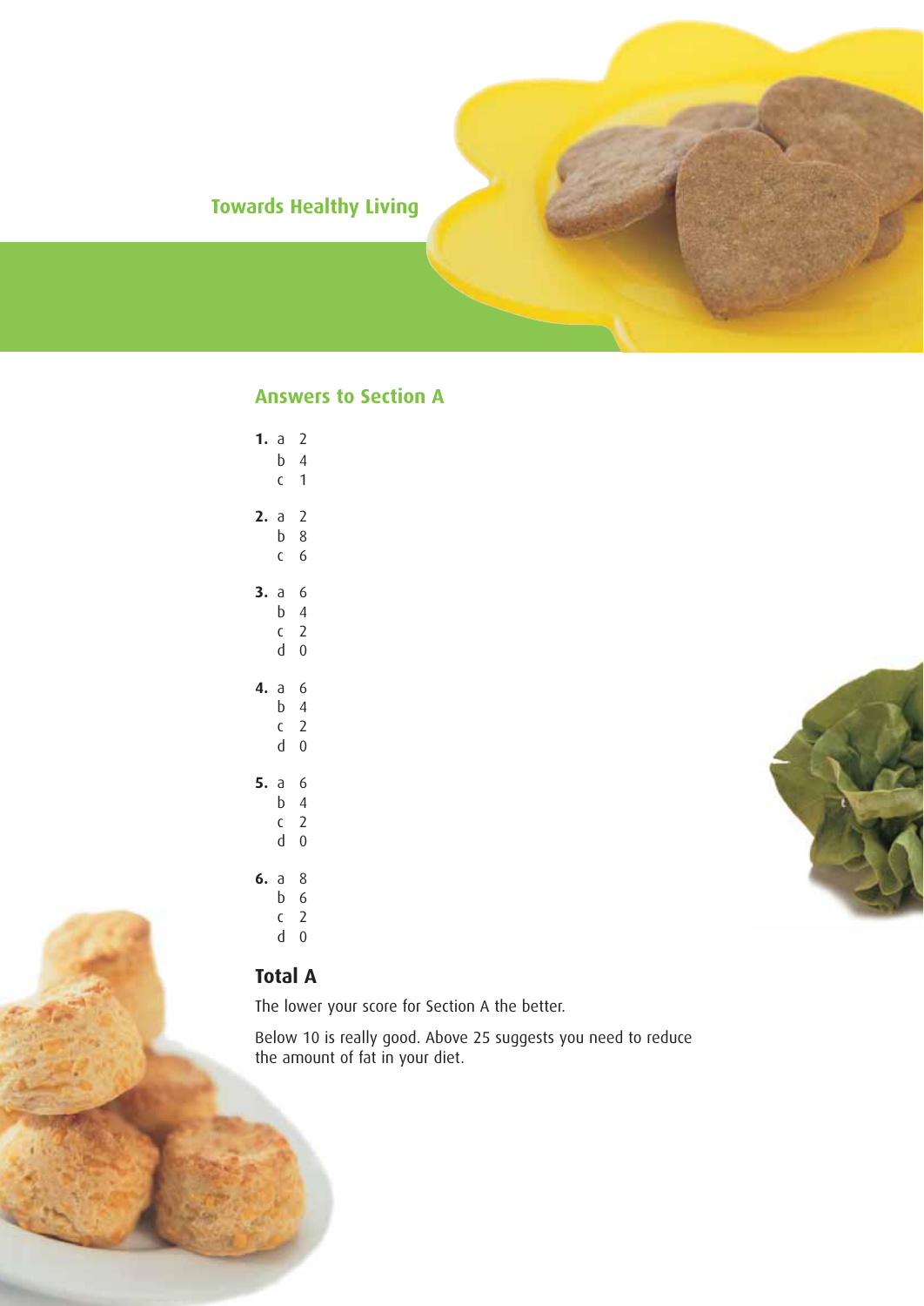Towards Healthy Living

## Answers to Section A

**1.** a 2
b 4
c 1

**2.** a 2
b 8
c 6

**3.** a 6
b 4
c 2
d 0

**4.** a 6
b 4
c 2
d 0

**5.** a 6
b 4
c 2
d 0

**6.** a 8
b 6
c 2
d 0

### Total A

The lower your score for Section A the better.

Below 10 is really good. Above 25 suggests you need to reduce the amount of fat in your diet.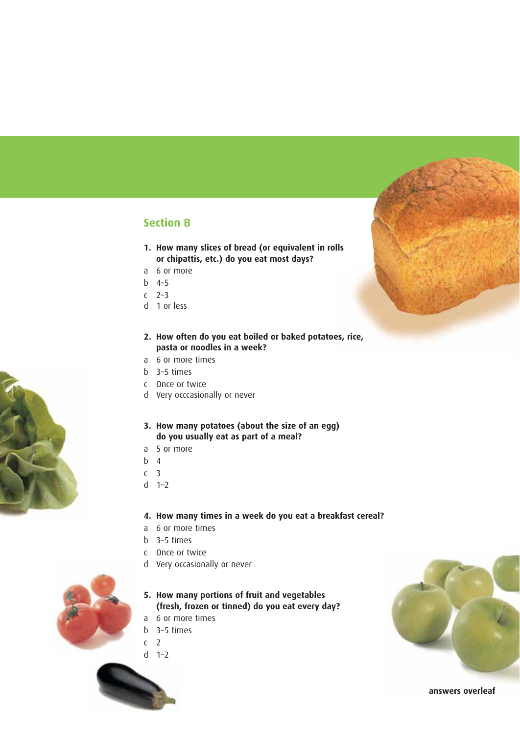## Section B

**1. How many slices of bread (or equivalent in rolls or chipattis, etc.) do you eat most days?**

a 6 or more
b 4–5
c 2–3
d 1 or less

**2. How often do you eat boiled or baked potatoes, rice, pasta or noodles in a week?**

a 6 or more times
b 3–5 times
c Once or twice
d Very occcasionally or never

**3. How many potatoes (about the size of an egg) do you usually eat as part of a meal?**

a 5 or more
b 4
c 3
d 1–2

**4. How many times in a week do you eat a breakfast cereal?**

a 6 or more times
b 3–5 times
c Once or twice
d Very occasionally or never

**5. How many portions of fruit and vegetables (fresh, frozen or tinned) do you eat every day?**

a 6 or more times
b 3–5 times
c 2
d 1–2

**answers overleaf**